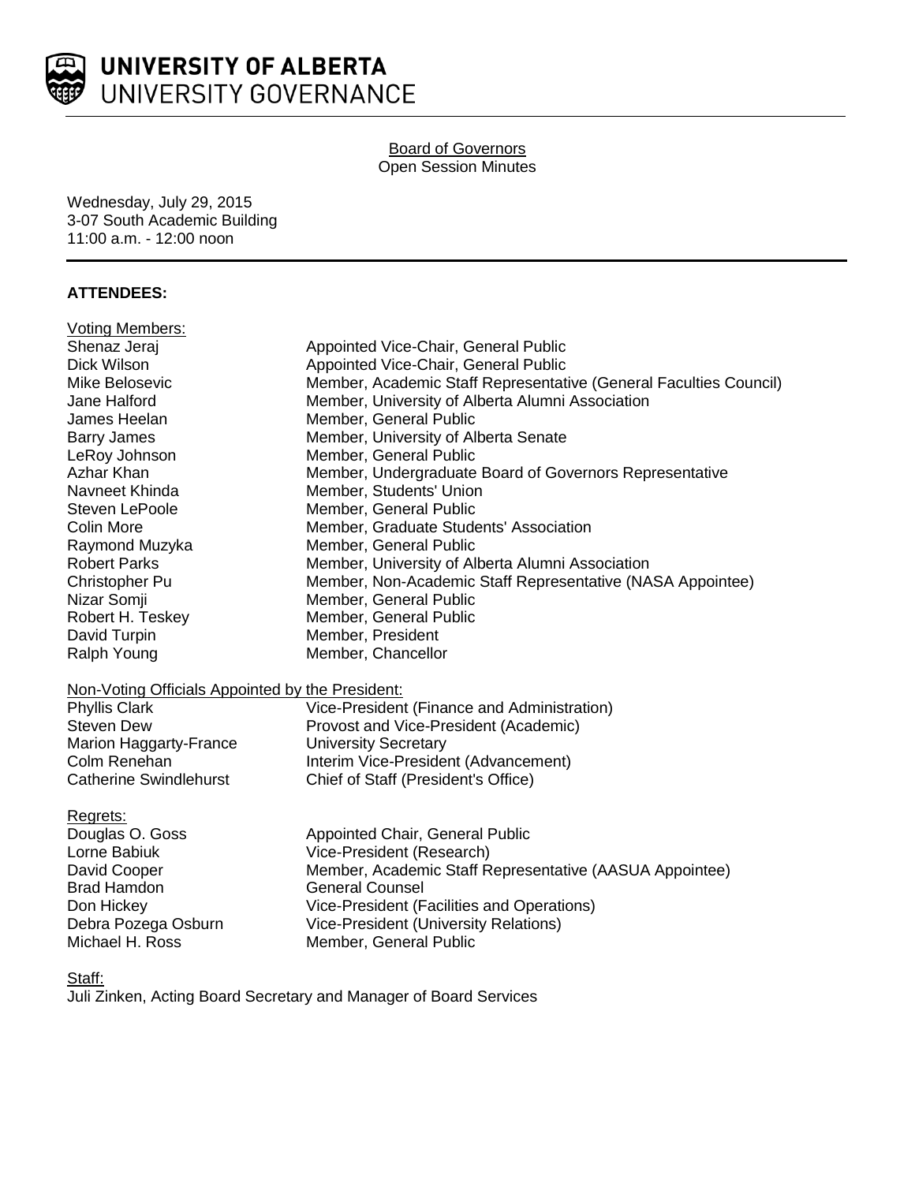**UNIVERSITY OF ALBERTA**
UNIVERSITY GOVERNANCE

Board of Governors
Open Session Minutes

Wednesday, July 29, 2015
3-07 South Academic Building
11:00 a.m. - 12:00 noon

**ATTENDEES:**

Voting Members:

| | |
|---|---|
| Shenaz Jeraj | Appointed Vice-Chair, General Public |
| Dick Wilson | Appointed Vice-Chair, General Public |
| Mike Belosevic | Member, Academic Staff Representative (General Faculties Council) |
| Jane Halford | Member, University of Alberta Alumni Association |
| James Heelan | Member, General Public |
| Barry James | Member, University of Alberta Senate |
| LeRoy Johnson | Member, General Public |
| Azhar Khan | Member, Undergraduate Board of Governors Representative |
| Navneet Khinda | Member, Students' Union |
| Steven LePoole | Member, General Public |
| Colin More | Member, Graduate Students' Association |
| Raymond Muzyka | Member, General Public |
| Robert Parks | Member, University of Alberta Alumni Association |
| Christopher Pu | Member, Non-Academic Staff Representative (NASA Appointee) |
| Nizar Somji | Member, General Public |
| Robert H. Teskey | Member, General Public |
| David Turpin | Member, President |
| Ralph Young | Member, Chancellor |

Non-Voting Officials Appointed by the President:

| | |
|---|---|
| Phyllis Clark | Vice-President (Finance and Administration) |
| Steven Dew | Provost and Vice-President (Academic) |
| Marion Haggarty-France | University Secretary |
| Colm Renehan | Interim Vice-President (Advancement) |
| Catherine Swindlehurst | Chief of Staff (President's Office) |

Regrets:

| | |
|---|---|
| Douglas O. Goss | Appointed Chair, General Public |
| Lorne Babiuk | Vice-President (Research) |
| David Cooper | Member, Academic Staff Representative (AASUA Appointee) |
| Brad Hamdon | General Counsel |
| Don Hickey | Vice-President (Facilities and Operations) |
| Debra Pozega Osburn | Vice-President (University Relations) |
| Michael H. Ross | Member, General Public |

Staff:
Juli Zinken, Acting Board Secretary and Manager of Board Services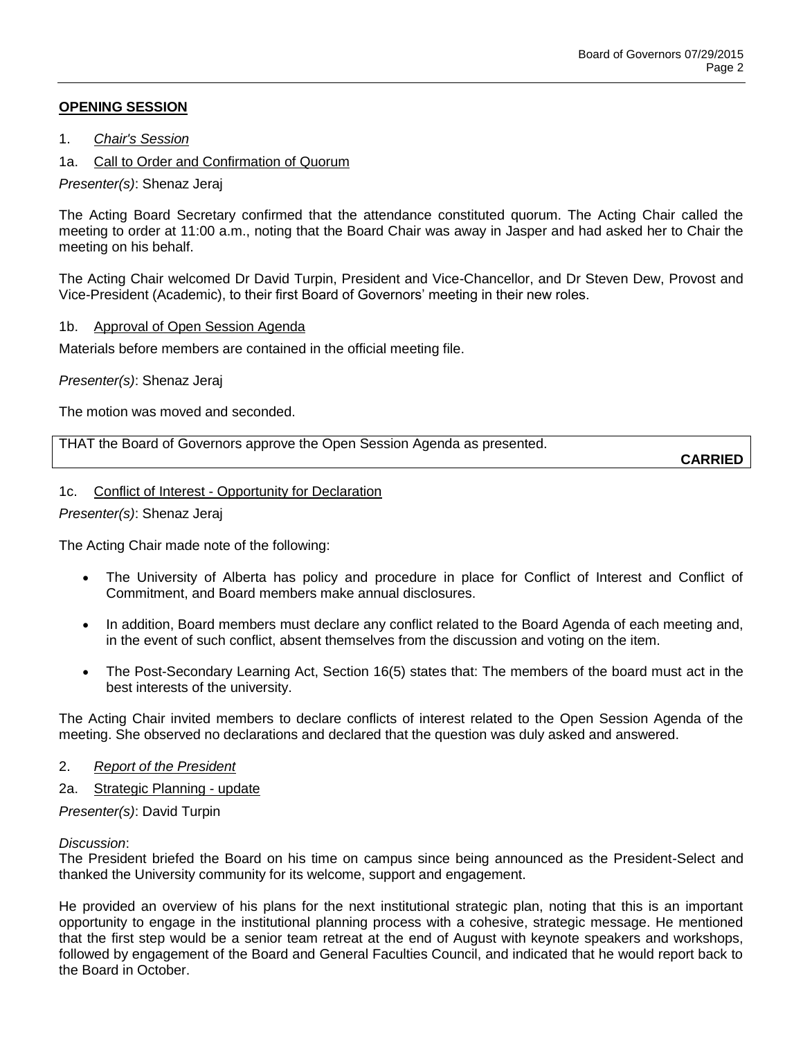## **OPENING SESSION**

1. *Chair's Session*

1a. Call to Order and Confirmation of Quorum

*Presenter(s)*: Shenaz Jeraj

The Acting Board Secretary confirmed that the attendance constituted quorum. The Acting Chair called the meeting to order at 11:00 a.m., noting that the Board Chair was away in Jasper and had asked her to Chair the meeting on his behalf.

The Acting Chair welcomed Dr David Turpin, President and Vice-Chancellor, and Dr Steven Dew, Provost and Vice-President (Academic), to their first Board of Governors' meeting in their new roles.

1b. Approval of Open Session Agenda

Materials before members are contained in the official meeting file.

*Presenter(s)*: Shenaz Jeraj

The motion was moved and seconded.

THAT the Board of Governors approve the Open Session Agenda as presented.

**CARRIED**

1c. Conflict of Interest - Opportunity for Declaration

*Presenter(s)*: Shenaz Jeraj

The Acting Chair made note of the following:

- The University of Alberta has policy and procedure in place for Conflict of Interest and Conflict of Commitment, and Board members make annual disclosures.
- In addition, Board members must declare any conflict related to the Board Agenda of each meeting and, in the event of such conflict, absent themselves from the discussion and voting on the item.
- The Post-Secondary Learning Act, Section 16(5) states that: The members of the board must act in the best interests of the university.

The Acting Chair invited members to declare conflicts of interest related to the Open Session Agenda of the meeting. She observed no declarations and declared that the question was duly asked and answered.

2. *Report of the President*

2a. Strategic Planning - update

*Presenter(s)*: David Turpin

*Discussion*:
The President briefed the Board on his time on campus since being announced as the President-Select and thanked the University community for its welcome, support and engagement.

He provided an overview of his plans for the next institutional strategic plan, noting that this is an important opportunity to engage in the institutional planning process with a cohesive, strategic message. He mentioned that the first step would be a senior team retreat at the end of August with keynote speakers and workshops, followed by engagement of the Board and General Faculties Council, and indicated that he would report back to the Board in October.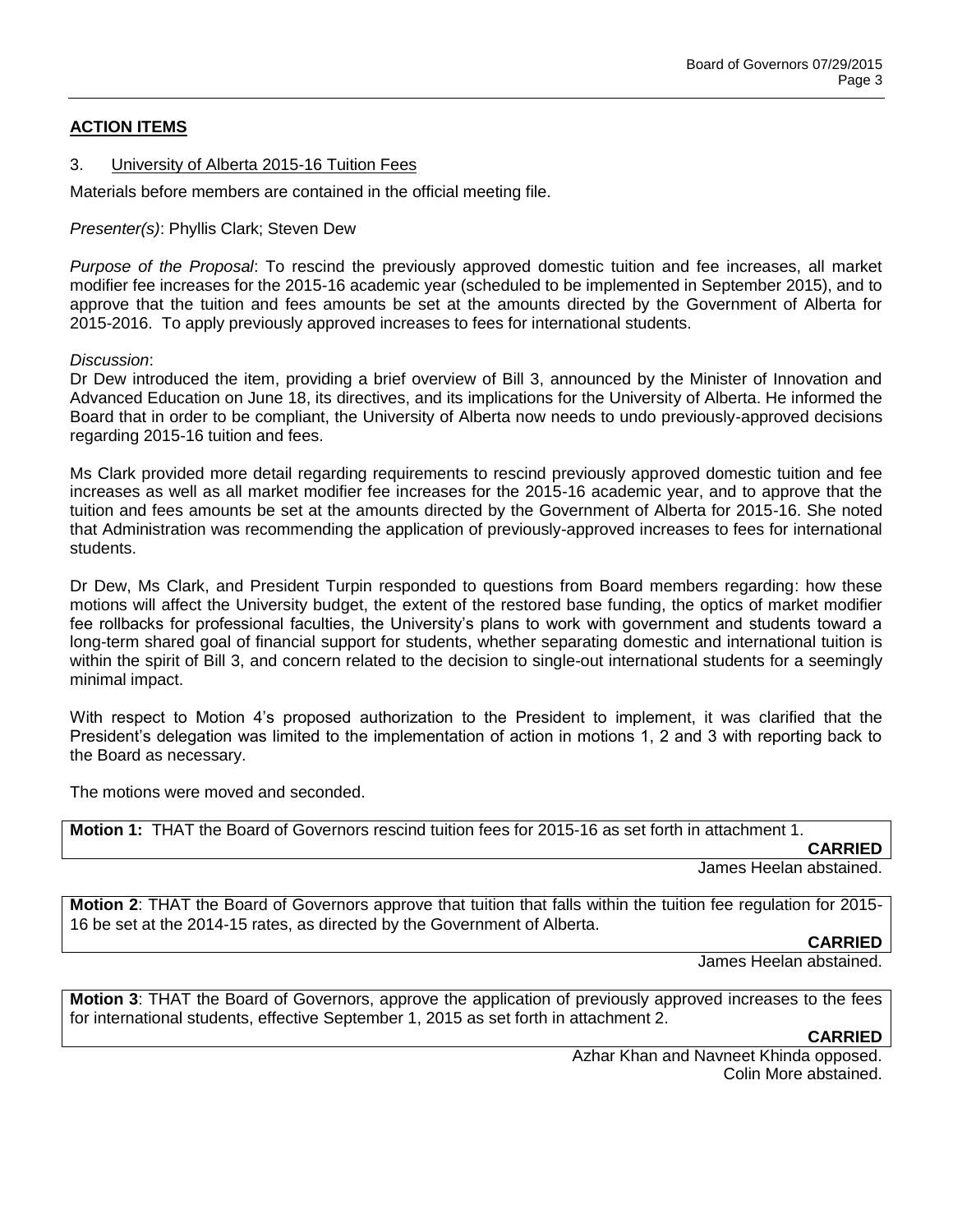## ACTION ITEMS

### 3. University of Alberta 2015-16 Tuition Fees

Materials before members are contained in the official meeting file.

*Presenter(s)*: Phyllis Clark; Steven Dew

*Purpose of the Proposal*: To rescind the previously approved domestic tuition and fee increases, all market modifier fee increases for the 2015-16 academic year (scheduled to be implemented in September 2015), and to approve that the tuition and fees amounts be set at the amounts directed by the Government of Alberta for 2015-2016. To apply previously approved increases to fees for international students.

*Discussion*:
Dr Dew introduced the item, providing a brief overview of Bill 3, announced by the Minister of Innovation and Advanced Education on June 18, its directives, and its implications for the University of Alberta. He informed the Board that in order to be compliant, the University of Alberta now needs to undo previously-approved decisions regarding 2015-16 tuition and fees.

Ms Clark provided more detail regarding requirements to rescind previously approved domestic tuition and fee increases as well as all market modifier fee increases for the 2015-16 academic year, and to approve that the tuition and fees amounts be set at the amounts directed by the Government of Alberta for 2015-16. She noted that Administration was recommending the application of previously-approved increases to fees for international students.

Dr Dew, Ms Clark, and President Turpin responded to questions from Board members regarding: how these motions will affect the University budget, the extent of the restored base funding, the optics of market modifier fee rollbacks for professional faculties, the University's plans to work with government and students toward a long-term shared goal of financial support for students, whether separating domestic and international tuition is within the spirit of Bill 3, and concern related to the decision to single-out international students for a seemingly minimal impact.

With respect to Motion 4's proposed authorization to the President to implement, it was clarified that the President's delegation was limited to the implementation of action in motions 1, 2 and 3 with reporting back to the Board as necessary.

The motions were moved and seconded.

**Motion 1:** THAT the Board of Governors rescind tuition fees for 2015-16 as set forth in attachment 1.

**CARRIED**

James Heelan abstained.

**Motion 2**: THAT the Board of Governors approve that tuition that falls within the tuition fee regulation for 2015-16 be set at the 2014-15 rates, as directed by the Government of Alberta.

**CARRIED**

James Heelan abstained.

**Motion 3**: THAT the Board of Governors, approve the application of previously approved increases to the fees for international students, effective September 1, 2015 as set forth in attachment 2.

**CARRIED**

Azhar Khan and Navneet Khinda opposed.
Colin More abstained.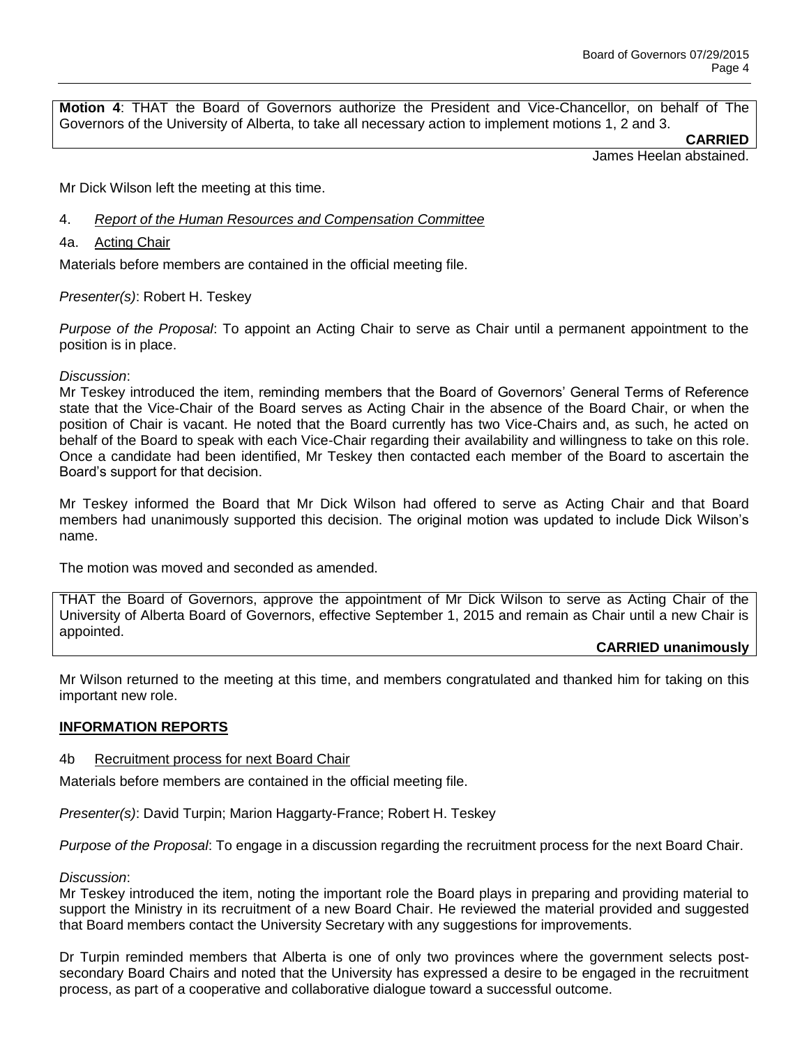**Motion 4**: THAT the Board of Governors authorize the President and Vice-Chancellor, on behalf of The Governors of the University of Alberta, to take all necessary action to implement motions 1, 2 and 3.

**CARRIED**

James Heelan abstained.

Mr Dick Wilson left the meeting at this time.

4. *Report of the Human Resources and Compensation Committee*

4a. Acting Chair

Materials before members are contained in the official meeting file.

*Presenter(s)*: Robert H. Teskey

*Purpose of the Proposal*: To appoint an Acting Chair to serve as Chair until a permanent appointment to the position is in place.

*Discussion*:

Mr Teskey introduced the item, reminding members that the Board of Governors' General Terms of Reference state that the Vice-Chair of the Board serves as Acting Chair in the absence of the Board Chair, or when the position of Chair is vacant. He noted that the Board currently has two Vice-Chairs and, as such, he acted on behalf of the Board to speak with each Vice-Chair regarding their availability and willingness to take on this role. Once a candidate had been identified, Mr Teskey then contacted each member of the Board to ascertain the Board's support for that decision.

Mr Teskey informed the Board that Mr Dick Wilson had offered to serve as Acting Chair and that Board members had unanimously supported this decision. The original motion was updated to include Dick Wilson's name.

The motion was moved and seconded as amended.

THAT the Board of Governors, approve the appointment of Mr Dick Wilson to serve as Acting Chair of the University of Alberta Board of Governors, effective September 1, 2015 and remain as Chair until a new Chair is appointed.

**CARRIED unanimously**

Mr Wilson returned to the meeting at this time, and members congratulated and thanked him for taking on this important new role.

**INFORMATION REPORTS**

4b Recruitment process for next Board Chair

Materials before members are contained in the official meeting file.

*Presenter(s)*: David Turpin; Marion Haggarty-France; Robert H. Teskey

*Purpose of the Proposal*: To engage in a discussion regarding the recruitment process for the next Board Chair.

*Discussion*:

Mr Teskey introduced the item, noting the important role the Board plays in preparing and providing material to support the Ministry in its recruitment of a new Board Chair. He reviewed the material provided and suggested that Board members contact the University Secretary with any suggestions for improvements.

Dr Turpin reminded members that Alberta is one of only two provinces where the government selects post-secondary Board Chairs and noted that the University has expressed a desire to be engaged in the recruitment process, as part of a cooperative and collaborative dialogue toward a successful outcome.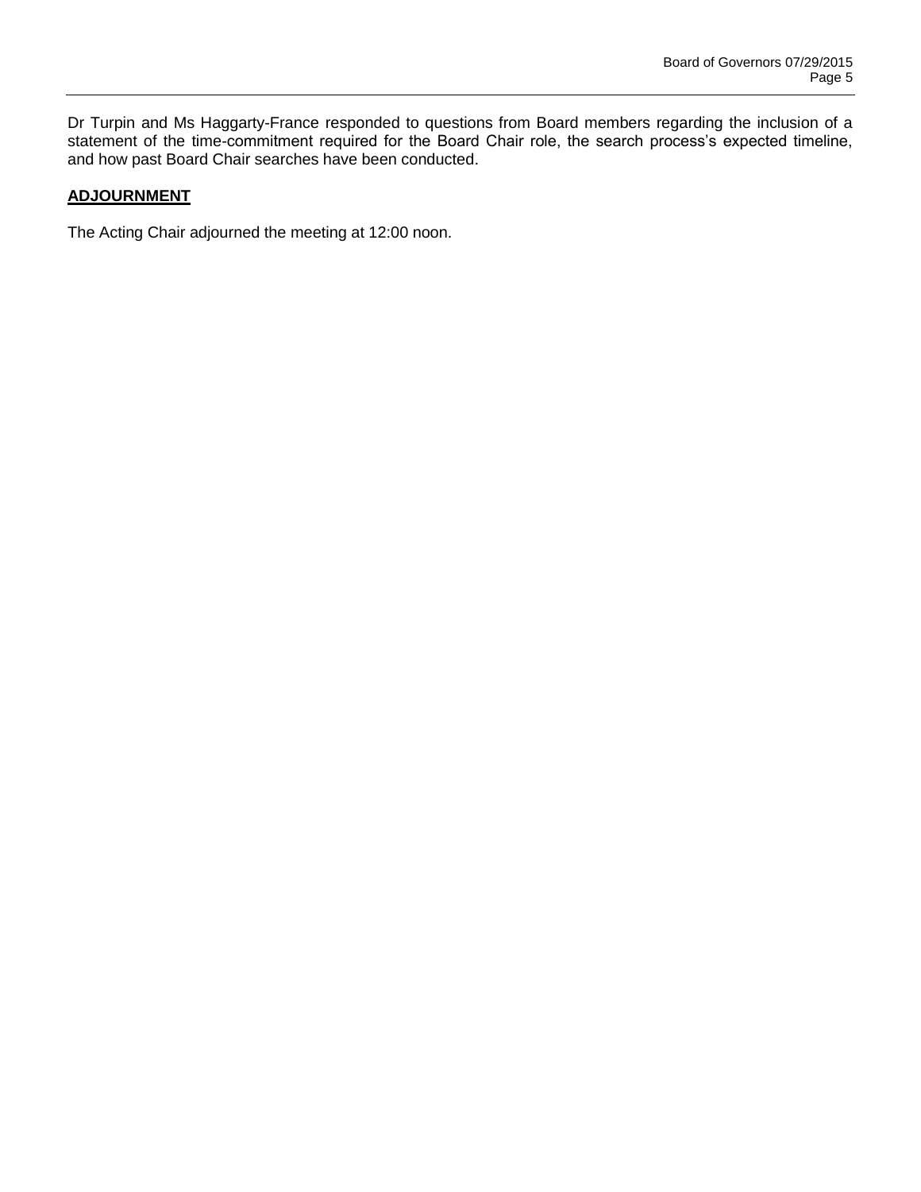Dr Turpin and Ms Haggarty-France responded to questions from Board members regarding the inclusion of a statement of the time-commitment required for the Board Chair role, the search process's expected timeline, and how past Board Chair searches have been conducted.

## ADJOURNMENT

The Acting Chair adjourned the meeting at 12:00 noon.